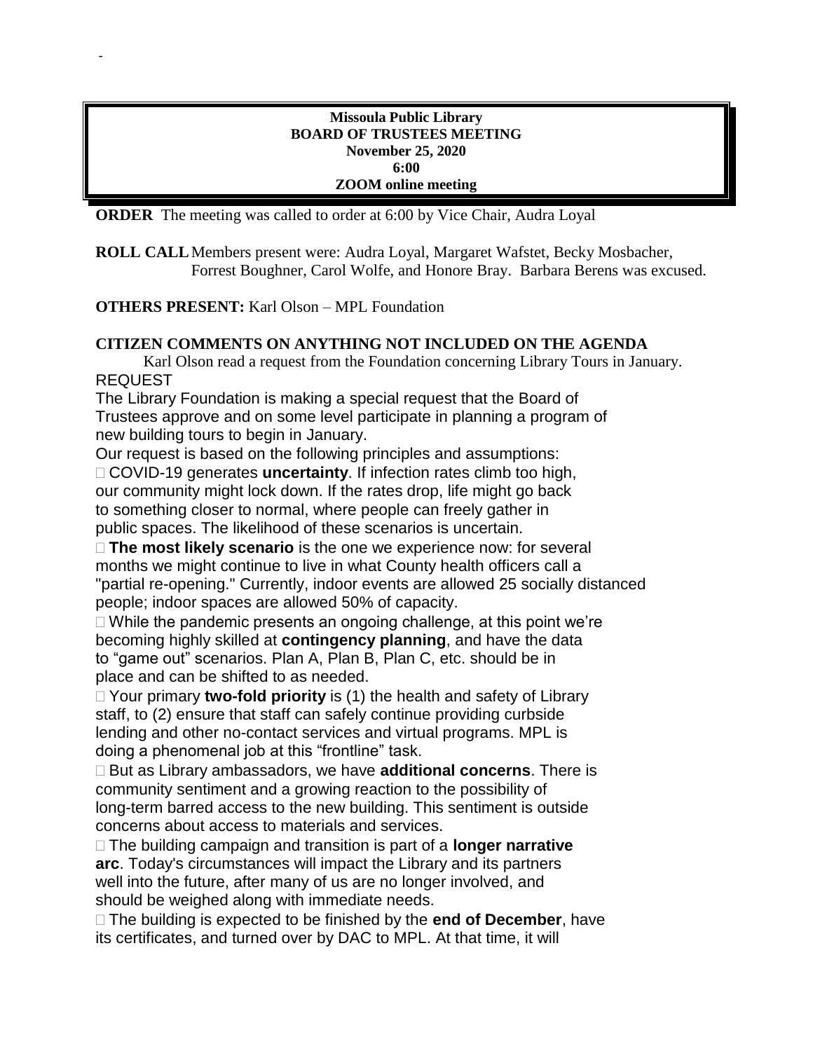-

**Missoula Public Library**
**BOARD OF TRUSTEES MEETING**
**November 25, 2020**
**6:00**
**ZOOM online meeting**

**ORDER** The meeting was called to order at 6:00 by Vice Chair, Audra Loyal

**ROLL CALL** Members present were: Audra Loyal, Margaret Wafstet, Becky Mosbacher, Forrest Boughner, Carol Wolfe, and Honore Bray. Barbara Berens was excused.

**OTHERS PRESENT:** Karl Olson – MPL Foundation

**CITIZEN COMMENTS ON ANYTHING NOT INCLUDED ON THE AGENDA**

Karl Olson read a request from the Foundation concerning Library Tours in January.

REQUEST

The Library Foundation is making a special request that the Board of Trustees approve and on some level participate in planning a program of new building tours to begin in January.

Our request is based on the following principles and assumptions:

- COVID-19 generates **uncertainty**. If infection rates climb too high, our community might lock down. If the rates drop, life might go back to something closer to normal, where people can freely gather in public spaces. The likelihood of these scenarios is uncertain.
- **The most likely scenario** is the one we experience now: for several months we might continue to live in what County health officers call a "partial re-opening." Currently, indoor events are allowed 25 socially distanced people; indoor spaces are allowed 50% of capacity.
- While the pandemic presents an ongoing challenge, at this point we're becoming highly skilled at **contingency planning**, and have the data to "game out" scenarios. Plan A, Plan B, Plan C, etc. should be in place and can be shifted to as needed.
- Your primary **two-fold priority** is (1) the health and safety of Library staff, to (2) ensure that staff can safely continue providing curbside lending and other no-contact services and virtual programs. MPL is doing a phenomenal job at this "frontline" task.
- But as Library ambassadors, we have **additional concerns**. There is community sentiment and a growing reaction to the possibility of long-term barred access to the new building. This sentiment is outside concerns about access to materials and services.
- The building campaign and transition is part of a **longer narrative arc**. Today's circumstances will impact the Library and its partners well into the future, after many of us are no longer involved, and should be weighed along with immediate needs.
- The building is expected to be finished by the **end of December**, have its certificates, and turned over by DAC to MPL. At that time, it will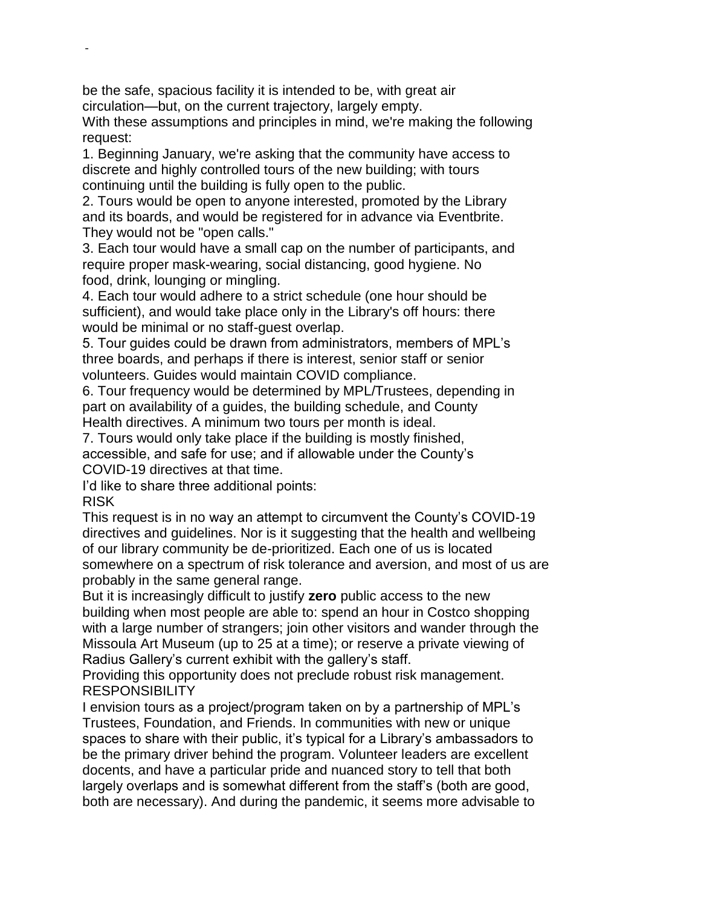be the safe, spacious facility it is intended to be, with great air circulation—but, on the current trajectory, largely empty.

With these assumptions and principles in mind, we're making the following request:

1. Beginning January, we're asking that the community have access to discrete and highly controlled tours of the new building; with tours continuing until the building is fully open to the public.
2. Tours would be open to anyone interested, promoted by the Library and its boards, and would be registered for in advance via Eventbrite. They would not be "open calls."
3. Each tour would have a small cap on the number of participants, and require proper mask-wearing, social distancing, good hygiene. No food, drink, lounging or mingling.
4. Each tour would adhere to a strict schedule (one hour should be sufficient), and would take place only in the Library's off hours: there would be minimal or no staff-guest overlap.
5. Tour guides could be drawn from administrators, members of MPL's three boards, and perhaps if there is interest, senior staff or senior volunteers. Guides would maintain COVID compliance.
6. Tour frequency would be determined by MPL/Trustees, depending in part on availability of a guides, the building schedule, and County Health directives. A minimum two tours per month is ideal.
7. Tours would only take place if the building is mostly finished, accessible, and safe for use; and if allowable under the County's COVID-19 directives at that time.

I'd like to share three additional points:

RISK

This request is in no way an attempt to circumvent the County's COVID-19 directives and guidelines. Nor is it suggesting that the health and wellbeing of our library community be de-prioritized. Each one of us is located somewhere on a spectrum of risk tolerance and aversion, and most of us are probably in the same general range.

But it is increasingly difficult to justify **zero** public access to the new building when most people are able to: spend an hour in Costco shopping with a large number of strangers; join other visitors and wander through the Missoula Art Museum (up to 25 at a time); or reserve a private viewing of Radius Gallery's current exhibit with the gallery's staff.

Providing this opportunity does not preclude robust risk management.

RESPONSIBILITY

I envision tours as a project/program taken on by a partnership of MPL's Trustees, Foundation, and Friends. In communities with new or unique spaces to share with their public, it's typical for a Library's ambassadors to be the primary driver behind the program. Volunteer leaders are excellent docents, and have a particular pride and nuanced story to tell that both largely overlaps and is somewhat different from the staff's (both are good, both are necessary). And during the pandemic, it seems more advisable to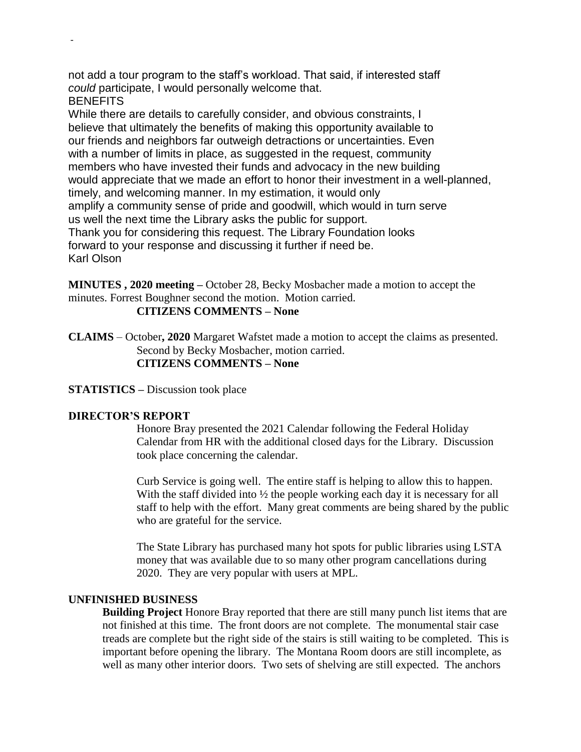-

not add a tour program to the staff's workload. That said, if interested staff *could* participate, I would personally welcome that.
BENEFITS
While there are details to carefully consider, and obvious constraints, I believe that ultimately the benefits of making this opportunity available to our friends and neighbors far outweigh detractions or uncertainties. Even with a number of limits in place, as suggested in the request, community members who have invested their funds and advocacy in the new building would appreciate that we made an effort to honor their investment in a well-planned, timely, and welcoming manner. In my estimation, it would only amplify a community sense of pride and goodwill, which would in turn serve us well the next time the Library asks the public for support.
Thank you for considering this request. The Library Foundation looks forward to your response and discussing it further if need be.
Karl Olson

**MINUTES , 2020 meeting –** October 28, Becky Mosbacher made a motion to accept the minutes. Forrest Boughner second the motion. Motion carried.

**CITIZENS COMMENTS – None**

**CLAIMS** – October**, 2020** Margaret Wafstet made a motion to accept the claims as presented. Second by Becky Mosbacher, motion carried.

**CITIZENS COMMENTS – None**

**STATISTICS –** Discussion took place

**DIRECTOR'S REPORT**

Honore Bray presented the 2021 Calendar following the Federal Holiday Calendar from HR with the additional closed days for the Library. Discussion took place concerning the calendar.

Curb Service is going well. The entire staff is helping to allow this to happen. With the staff divided into ½ the people working each day it is necessary for all staff to help with the effort. Many great comments are being shared by the public who are grateful for the service.

The State Library has purchased many hot spots for public libraries using LSTA money that was available due to so many other program cancellations during 2020. They are very popular with users at MPL.

**UNFINISHED BUSINESS**

**Building Project** Honore Bray reported that there are still many punch list items that are not finished at this time. The front doors are not complete. The monumental stair case treads are complete but the right side of the stairs is still waiting to be completed. This is important before opening the library. The Montana Room doors are still incomplete, as well as many other interior doors. Two sets of shelving are still expected. The anchors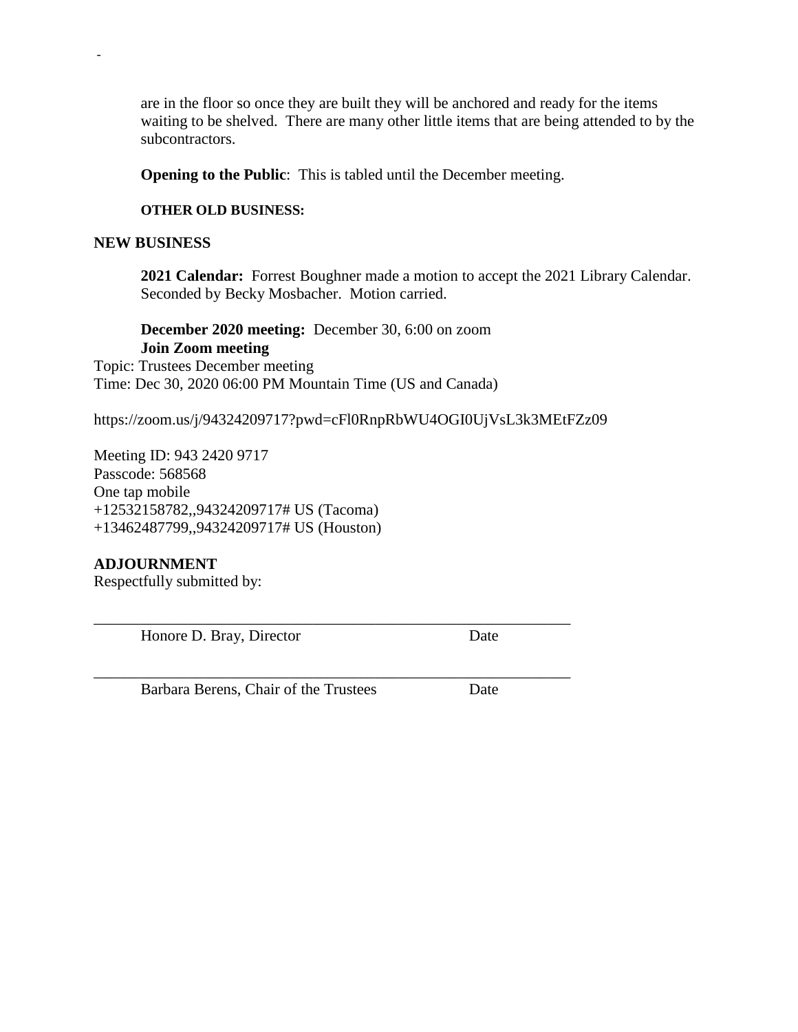-

are in the floor so once they are built they will be anchored and ready for the items waiting to be shelved. There are many other little items that are being attended to by the subcontractors.

**Opening to the Public**: This is tabled until the December meeting.

**OTHER OLD BUSINESS:**

**NEW BUSINESS**

**2021 Calendar:** Forrest Boughner made a motion to accept the 2021 Library Calendar. Seconded by Becky Mosbacher. Motion carried.

**December 2020 meeting:** December 30, 6:00 on zoom
**Join Zoom meeting**

Topic: Trustees December meeting
Time: Dec 30, 2020 06:00 PM Mountain Time (US and Canada)

https://zoom.us/j/94324209717?pwd=cFl0RnpRbWU4OGI0UjVsL3k3MEtFZz09

Meeting ID: 943 2420 9717
Passcode: 568568
One tap mobile
+12532158782,,94324209717# US (Tacoma)
+13462487799,,94324209717# US (Houston)

**ADJOURNMENT**
Respectfully submitted by:

\_\_\_\_\_\_\_\_\_\_\_\_\_\_\_\_\_\_\_\_\_\_\_\_\_\_\_\_\_\_\_\_\_\_\_\_\_\_\_\_\_\_\_\_\_\_\_\_\_\_\_\_\_\_\_\_\_\_\_\_
Honore D. Bray, Director Date

\_\_\_\_\_\_\_\_\_\_\_\_\_\_\_\_\_\_\_\_\_\_\_\_\_\_\_\_\_\_\_\_\_\_\_\_\_\_\_\_\_\_\_\_\_\_\_\_\_\_\_\_\_\_\_\_\_\_\_\_
Barbara Berens, Chair of the Trustees Date